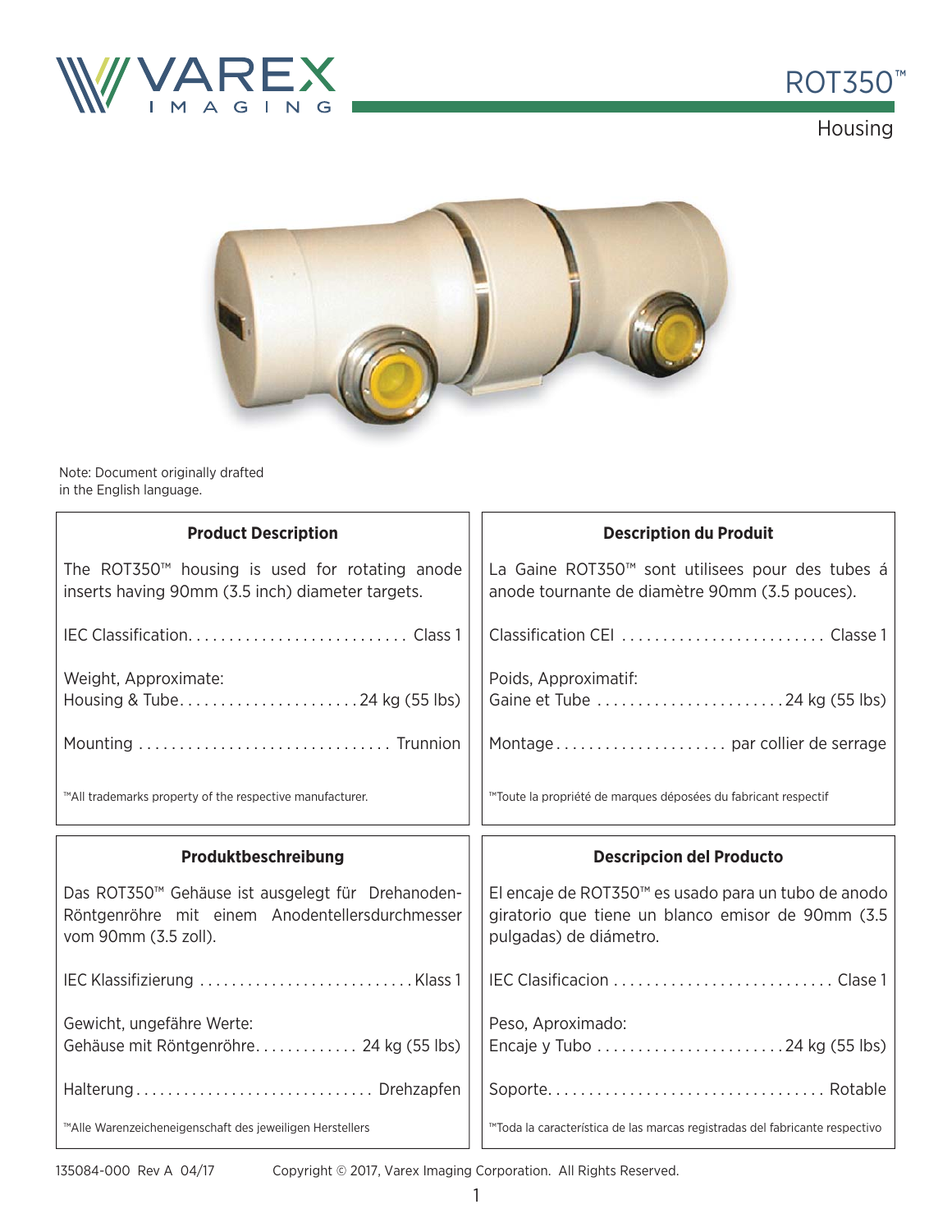# ROT350™

## Housing

Note: Document originally drafted in the English language.

### Product Description

The ROT350™ housing is used for rotating anode inserts having 90mm (3.5 inch) diameter targets.

IEC Classification........................... Class 1

Weight, Approximate:
Housing & Tube...................... 24 kg (55 lbs)

Mounting .............................. Trunnion

™All trademarks property of the respective manufacturer.

### Description du Produit

La Gaine ROT350™ sont utilisees pour des tubes á anode tournante de diamètre 90mm (3.5 pouces).

Classification CEI ......................... Classe 1

Poids, Approximatif:
Gaine et Tube ....................... 24 kg (55 lbs)

Montage..................... par collier de serrage

™Toute la propriété de marques déposées du fabricant respectif

### Produktbeschreibung

Das ROT350™ Gehäuse ist ausgelegt für Drehanoden-Röntgenröhre mit einem Anodentellersdurchmesser vom 90mm (3.5 zoll).

IEC Klassifizierung ........................... Klass 1

Gewicht, ungefähre Werte:
Gehäuse mit Röntgenröhre............. 24 kg (55 lbs)

Halterung............................. Drehzapfen

™Alle Warenzeicheneigenschaft des jeweiligen Herstellers

### Descripcion del Producto

El encaje de ROT350™ es usado para un tubo de anodo giratorio que tiene un blanco emisor de 90mm (3.5 pulgadas) de diámetro.

IEC Clasificacion ........................... Clase 1

Peso, Aproximado:
Encaje y Tubo ....................... 24 kg (55 lbs)

Soporte................................. Rotable

™Toda la característica de las marcas registradas del fabricante respectivo

135084-000 Rev A 04/17 Copyright © 2017, Varex Imaging Corporation. All Rights Reserved.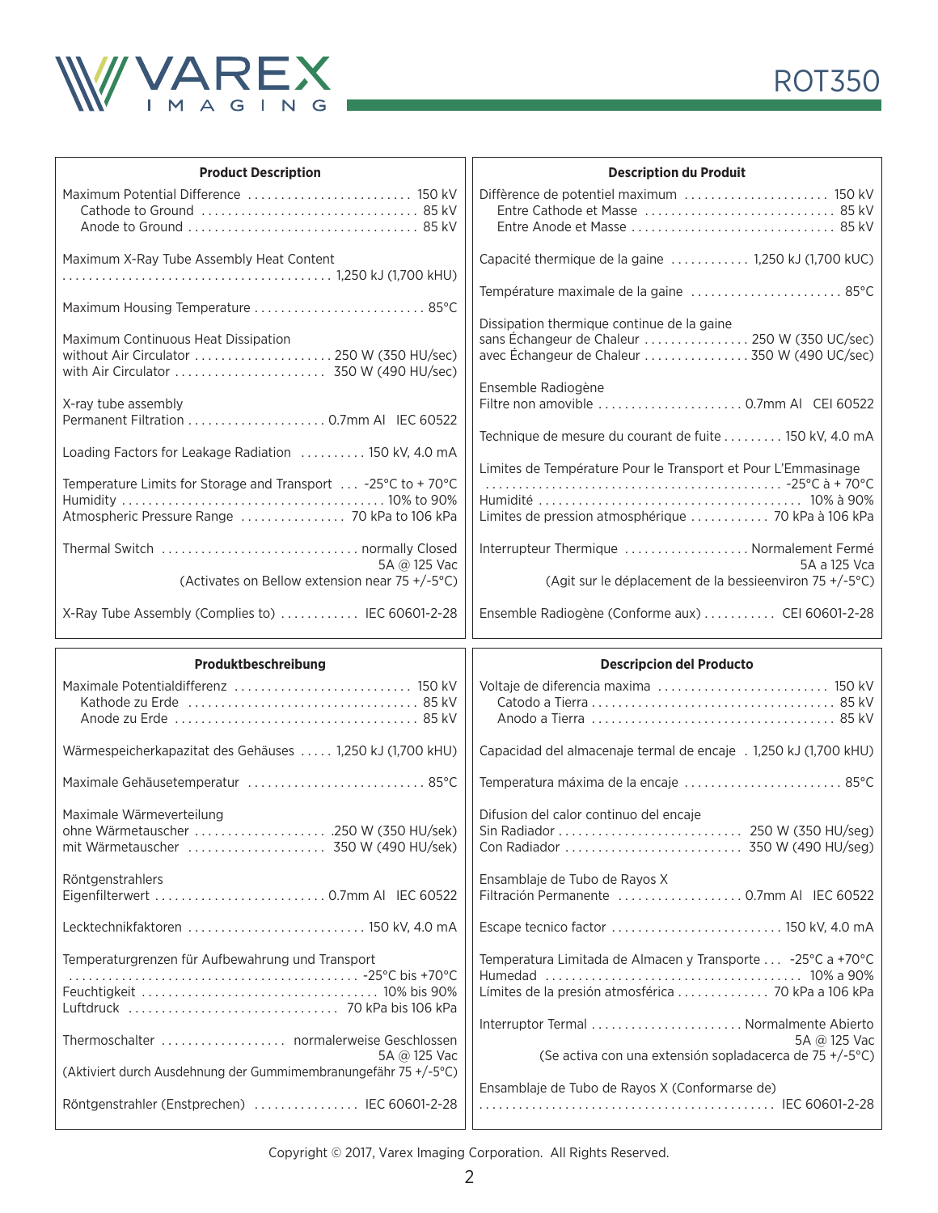## Product Description

Maximum Potential Difference ........................ 150 kV
Cathode to Ground ................................ 85 kV
Anode to Ground .................................. 85 kV

Maximum X-Ray Tube Assembly Heat Content
........................................ 1,250 kJ (1,700 kHU)

Maximum Housing Temperature .......................... 85°C

Maximum Continuous Heat Dissipation
without Air Circulator ..................... 250 W (350 HU/sec)
with Air Circulator ....................... 350 W (490 HU/sec)

X-ray tube assembly
Permanent Filtration ..................... 0.7mm Al IEC 60522

Loading Factors for Leakage Radiation .......... 150 kV, 4.0 mA

Temperature Limits for Storage and Transport ... -25°C to + 70°C
Humidity ....................................... 10% to 90%
Atmospheric Pressure Range ................ 70 kPa to 106 kPa

Thermal Switch ............................. normally Closed
5A @ 125 Vac
(Activates on Bellow extension near 75 +/-5°C)

X-Ray Tube Assembly (Complies to) ........... IEC 60601-2-28

## Description du Produit

Diffèrence de potentiel maximum ...................... 150 kV
Entre Cathode et Masse ............................. 85 kV
Entre Anode et Masse ............................... 85 kV

Capacité thermique de la gaine ............ 1,250 kJ (1,700 kUC)

Température maximale de la gaine ....................... 85°C

Dissipation thermique continue de la gaine
sans Échangeur de Chaleur ................ 250 W (350 UC/sec)
avec Échangeur de Chaleur ................ 350 W (490 UC/sec)

Ensemble Radiogène
Filtre non amovible ...................... 0.7mm Al CEI 60522

Technique de mesure du courant de fuite ......... 150 kV, 4.0 mA

Limites de Température Pour le Transport et Pour L'Emmasinage
............................................ -25°C à + 70°C
Humidité ....................................... 10% à 90%
Limites de pression atmosphérique ............ 70 kPa à 106 kPa

Interrupteur Thermique ................... Normalement Fermé
5A a 125 Vca
(Agit sur le déplacement de la bessieenviron 75 +/-5°C)

Ensemble Radiogène (Conforme aux) ........... CEI 60601-2-28

## Produktbeschreibung

Maximale Potentialdifferenz .......................... 150 kV
Kathode zu Erde .................................. 85 kV
Anode zu Erde .................................... 85 kV

Wärmespeicherkapazitat des Gehäuses ..... 1,250 kJ (1,700 kHU)

Maximale Gehäusetemperatur ........................... 85°C

Maximale Wärmeverteilung
ohne Wärmetauscher .................... .250 W (350 HU/sek)
mit Wärmetauscher ..................... 350 W (490 HU/sek)

Röntgenstrahlers
Eigenfilterwert .......................... 0.7mm Al IEC 60522

Lecktechnikfaktoren ........................... 150 kV, 4.0 mA

Temperaturgrenzen für Aufbewahrung und Transport
............................................ -25°C bis +70°C
Feuchtigkeit ................................... 10% bis 90%
Luftdruck ................................ 70 kPa bis 106 kPa

Thermoschalter .................. normalerweise Geschlossen
5A @ 125 Vac
(Aktiviert durch Ausdehnung der Gummimembranungefähr 75 +/-5°C)

Röntgenstrahler (Enstprechen) ................ IEC 60601-2-28

## Descripcion del Producto

Voltaje de diferencia maxima .......................... 150 kV
Catodo a Tierra .................................... 85 kV
Anodo a Tierra ..................................... 85 kV

Capacidad del almacenaje termal de encaje . 1,250 kJ (1,700 kHU)

Temperatura máxima de la encaje ........................ 85°C

Difusion del calor continuo del encaje
Sin Radiador ............................ 250 W (350 HU/seg)
Con Radiador ........................... 350 W (490 HU/seg)

Ensamblaje de Tubo de Rayos X
Filtración Permanente ................... 0.7mm Al IEC 60522

Escape tecnico factor .......................... 150 kV, 4.0 mA

Temperatura Limitada de Almacen y Transporte ... -25°C a +70°C
Humedad ........................................ 10% a 90%
Límites de la presión atmosférica .............. 70 kPa a 106 kPa

Interruptor Termal ....................... Normalmente Abierto
5A @ 125 Vac
(Se activa con una extensión sopladacerca de 75 +/-5°C)

Ensamblaje de Tubo de Rayos X (Conformarse de)
............................................ IEC 60601-2-28

Copyright © 2017, Varex Imaging Corporation. All Rights Reserved.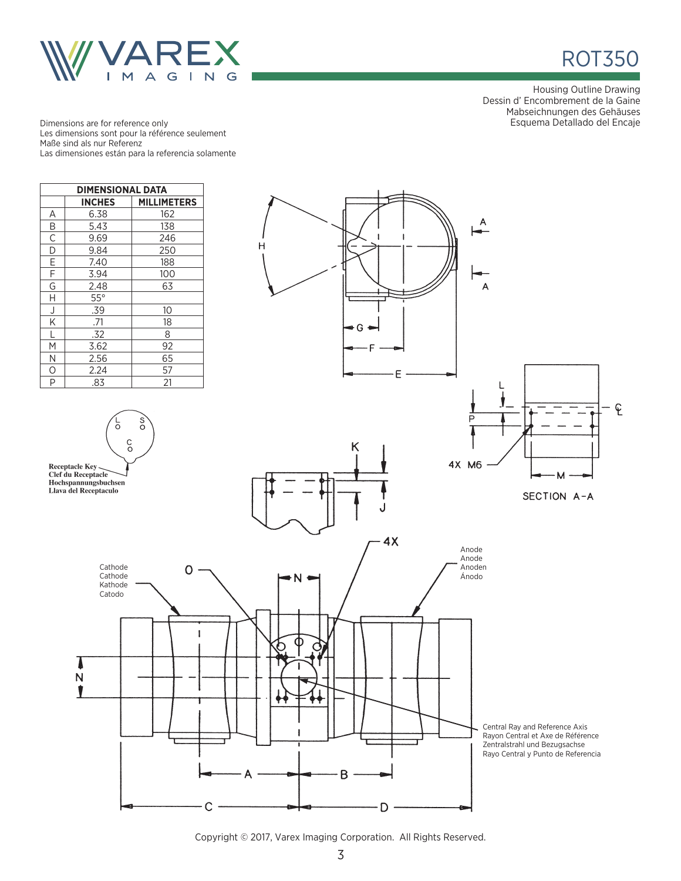# ROT350

Housing Outline Drawing
Dessin d' Encombrement de la Gaine
Mabseichnungen des Gehäuses
Esquema Detallado del Encaje

Dimensions are for reference only
Les dimensions sont pour la référence seulement
Maße sind als nur Referenz
Las dimensiones están para la referencia solamente

| DIMENSIONAL DATA | | |
|---|---|---|
| | INCHES | MILLIMETERS |
| A | 6.38 | 162 |
| B | 5.43 | 138 |
| C | 9.69 | 246 |
| D | 9.84 | 250 |
| E | 7.40 | 188 |
| F | 3.94 | 100 |
| G | 2.48 | 63 |
| H | 55° | |
| J | .39 | 10 |
| K | .71 | 18 |
| L | .32 | 8 |
| M | 3.62 | 92 |
| N | 2.56 | 65 |
| O | 2.24 | 57 |
| P | .83 | 21 |

Receptacle Key
Clef du Receptacle
Hochspannungsbuchsen
Llava del Receptaculo

SECTION A-A

4X M6

Cathode
Cathode
Kathode
Catodo

Anode
Anode
Anoden
Ánodo

Central Ray and Reference Axis
Rayon Central et Axe de Référence
Zentralstrahl und Bezugsachse
Rayo Central y Punto de Referencia

Copyright © 2017, Varex Imaging Corporation. All Rights Reserved.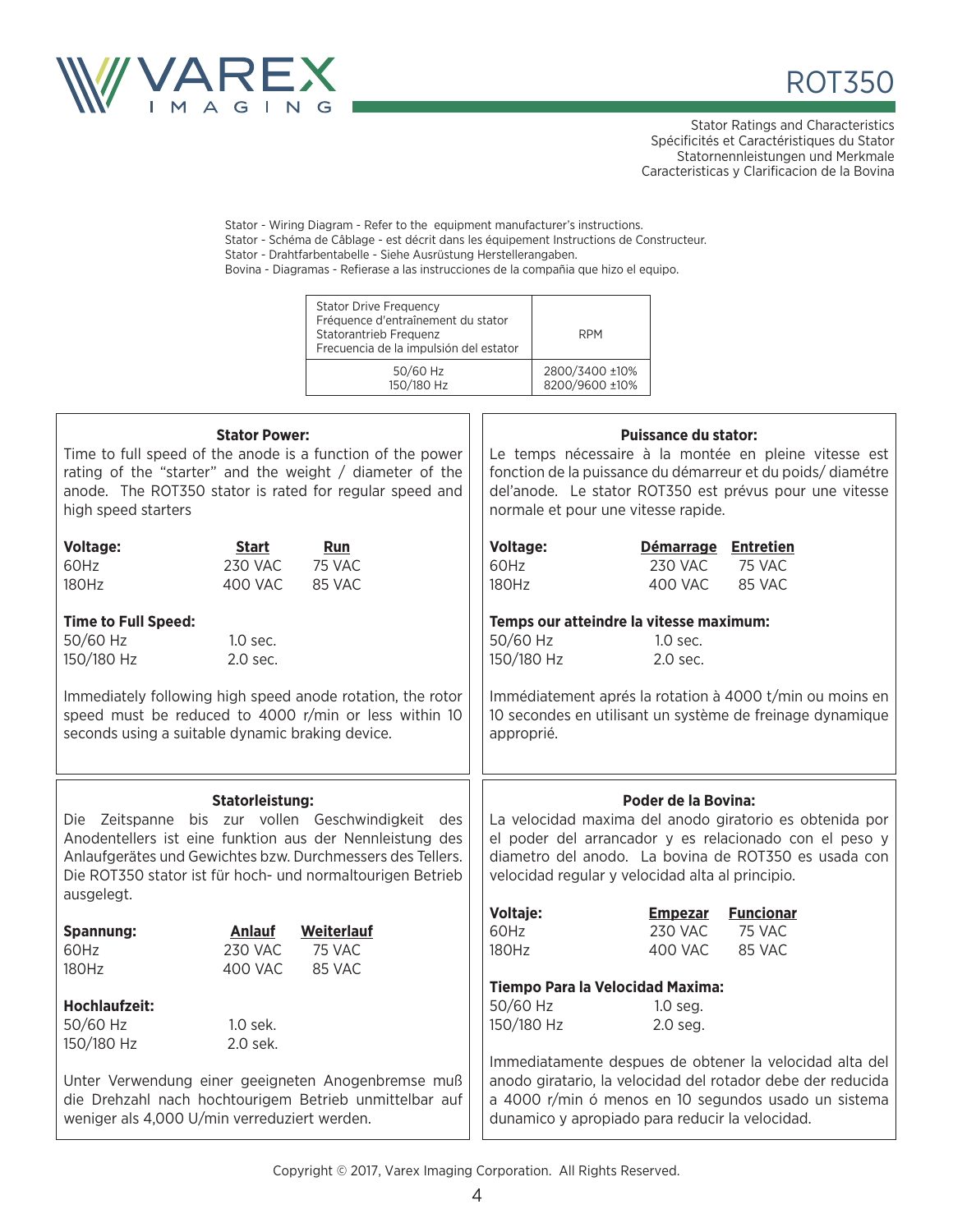# ROT350

Stator Ratings and Characteristics
Spécificités et Caractéristiques du Stator
Statornennleistungen und Merkmale
Caracteristicas y Clarificacion de la Bovina

Stator - Wiring Diagram - Refer to the equipment manufacturer's instructions.
Stator - Schéma de Câblage - est décrit dans les équipement Instructions de Constructeur.
Stator - Drahtfarbentabelle - Siehe Ausrüstung Herstellerangaben.
Bovina - Diagramas - Refierase a las instrucciones de la compañia que hizo el equipo.

| Stator Drive Frequency<br>Fréquence d'entraînement du stator<br>Statorantrieb Frequenz<br>Frecuencia de la impulsión del estator | RPM |
|---|---|
| 50/60 Hz<br>150/180 Hz | 2800/3400 ±10%<br>8200/9600 ±10% |

**Stator Power:**

Time to full speed of the anode is a function of the power rating of the "starter" and the weight / diameter of the anode. The ROT350 stator is rated for regular speed and high speed starters

| **Voltage:** | **Start** | **Run** |
|---|---|---|
| 60Hz | 230 VAC | 75 VAC |
| 180Hz | 400 VAC | 85 VAC |

**Time to Full Speed:**

| | |
|---|---|
| 50/60 Hz | 1.0 sec. |
| 150/180 Hz | 2.0 sec. |

Immediately following high speed anode rotation, the rotor speed must be reduced to 4000 r/min or less within 10 seconds using a suitable dynamic braking device.

**Puissance du stator:**

Le temps nécessaire à la montée en pleine vitesse est fonction de la puissance du démarreur et du poids/ diamétre del'anode. Le stator ROT350 est prévus pour une vitesse normale et pour une vitesse rapide.

| **Voltage:** | **Démarrage** | **Entretien** |
|---|---|---|
| 60Hz | 230 VAC | 75 VAC |
| 180Hz | 400 VAC | 85 VAC |

**Temps our atteindre la vitesse maximum:**

| | |
|---|---|
| 50/60 Hz | 1.0 sec. |
| 150/180 Hz | 2.0 sec. |

Immédiatement aprés la rotation à 4000 t/min ou moins en 10 secondes en utilisant un système de freinage dynamique approprié.

**Statorleistung:**

Die Zeitspanne bis zur vollen Geschwindigkeit des Anodentellers ist eine funktion aus der Nennleistung des Anlaufgerätes und Gewichtes bzw. Durchmessers des Tellers. Die ROT350 stator ist für hoch- und normaltourigen Betrieb ausgelegt.

| **Spannung:** | **Anlauf** | **Weiterlauf** |
|---|---|---|
| 60Hz | 230 VAC | 75 VAC |
| 180Hz | 400 VAC | 85 VAC |

**Hochlaufzeit:**

| | |
|---|---|
| 50/60 Hz | 1.0 sek. |
| 150/180 Hz | 2.0 sek. |

Unter Verwendung einer geeigneten Anogenbremse muß die Drehzahl nach hochtourigem Betrieb unmittelbar auf weniger als 4,000 U/min verreduziert werden.

**Poder de la Bovina:**

La velocidad maxima del anodo giratorio es obtenida por el poder del arrancador y es relacionado con el peso y diametro del anodo. La bovina de ROT350 es usada con velocidad regular y velocidad alta al principio.

| **Voltaje:** | **Empezar** | **Funcionar** |
|---|---|---|
| 60Hz | 230 VAC | 75 VAC |
| 180Hz | 400 VAC | 85 VAC |

**Tiempo Para la Velocidad Maxima:**

| | |
|---|---|
| 50/60 Hz | 1.0 seg. |
| 150/180 Hz | 2.0 seg. |

Immediatamente despues de obtener la velocidad alta del anodo giratario, la velocidad del rotador debe der reducida a 4000 r/min ó menos en 10 segundos usado un sistema dunamico y apropiado para reducir la velocidad.

Copyright © 2017, Varex Imaging Corporation. All Rights Reserved.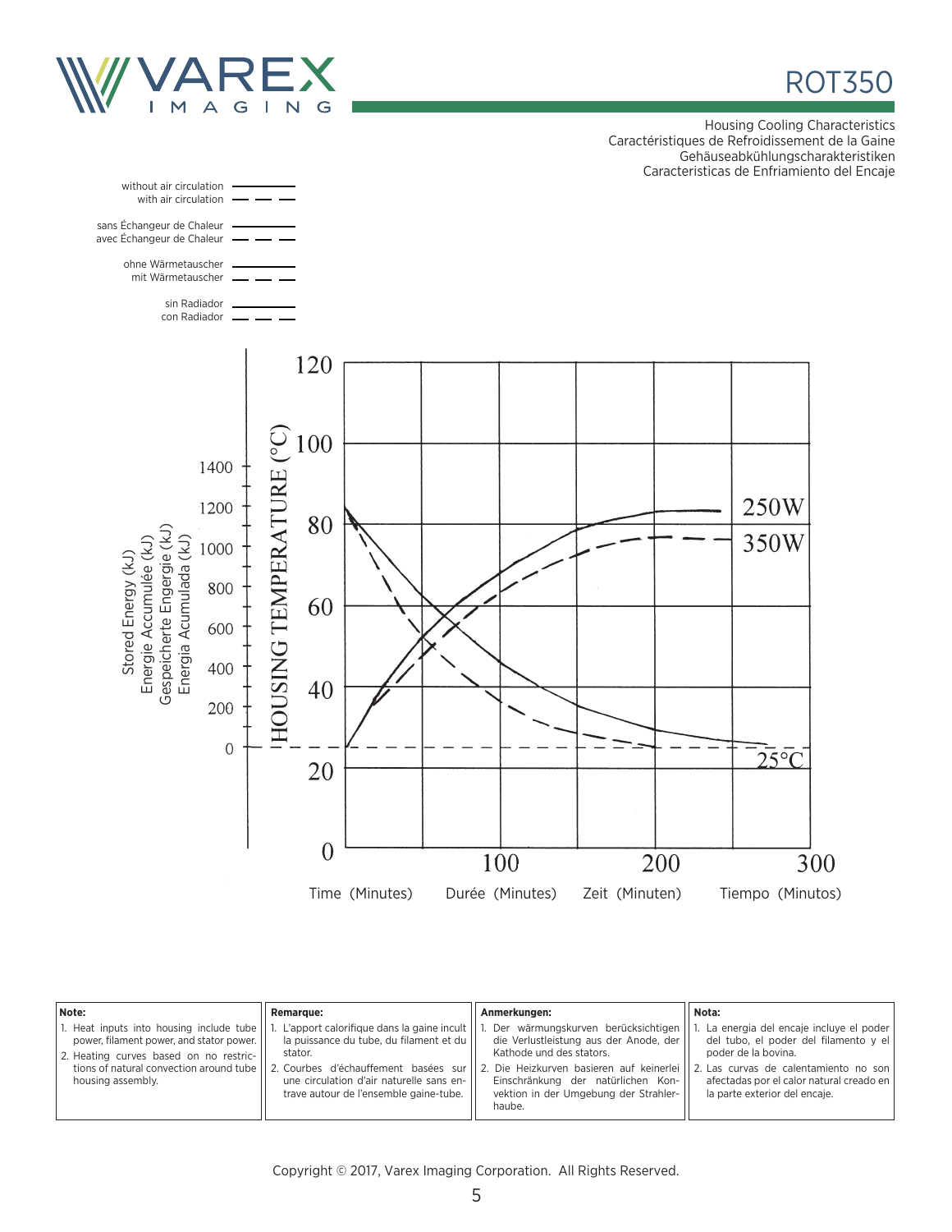# ROT350

Housing Cooling Characteristics
Caractéristiques de Refroidissement de la Gaine
Gehäuseabkühlungscharakteristiken
Caracteristicas de Enfriamiento del Encaje

without air circulation ———
with air circulation — — —

sans Échangeur de Chaleur ———
avec Échangeur de Chaleur — — —

ohne Wärmetauscher ———
mit Wärmetauscher — — —

sin Radiador ———
con Radiador — — —

Stored Energy (kJ) / Energie Accumulée (kJ) / Gespeicherte Engergie (kJ) / Energia Acumulada (kJ): 0, 200, 400, 600, 800, 1000, 1200, 1400

HOUSING TEMPERATURE (°C): 0, 20, 40, 60, 80, 100, 120

250W

350W

25°C

Time (Minutes) Durée (Minutes) Zeit (Minuten) Tiempo (Minutos): 0, 100, 200, 300

| Note: | Remarque: | Anmerkungen: | Nota: |
|---|---|---|---|
| 1. Heat inputs into housing include tube power, filament power, and stator power. 2. Heating curves based on no restrictions of natural convection around tube housing assembly. | 1. L'apport calorifique dans la gaine incult la puissance du tube, du filament et du stator. 2. Courbes d'échauffement basées sur une circulation d'air naturelle sans entrave autour de l'ensemble gaine-tube. | 1. Der wärmungskurven berücksichtigen die Verlustleistung aus der Anode, der Kathode und des stators. 2. Die Heizkurven basieren auf keinerlei Einschränkung der natürlichen Konvektion in der Umgebung der Strahlerhaube. | 1. La energia del encaje incluye el poder del tubo, el poder del filamento y el poder de la bovina. 2. Las curvas de calentamiento no son afectadas por el calor natural creado en la parte exterior del encaje. |

Copyright © 2017, Varex Imaging Corporation. All Rights Reserved.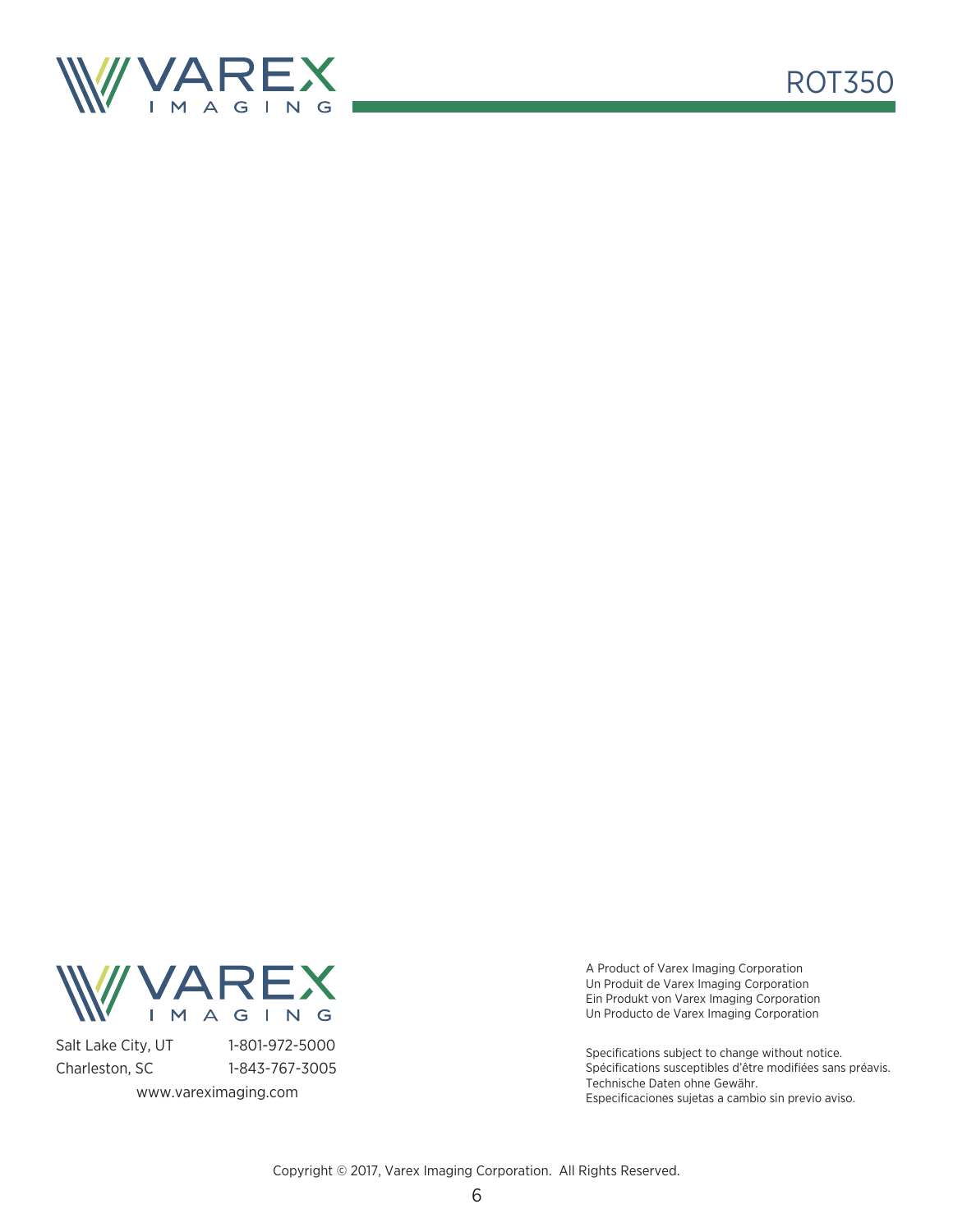VAREX IMAGING

Salt Lake City, UT 1-801-972-5000
Charleston, SC 1-843-767-3005
www.vareximaging.com

A Product of Varex Imaging Corporation
Un Produit de Varex Imaging Corporation
Ein Produkt von Varex Imaging Corporation
Un Producto de Varex Imaging Corporation

Specifications subject to change without notice.
Spécifications susceptibles d'être modifiées sans préavis.
Technische Daten ohne Gewähr.
Especificaciones sujetas a cambio sin previo aviso.

Copyright © 2017, Varex Imaging Corporation. All Rights Reserved.